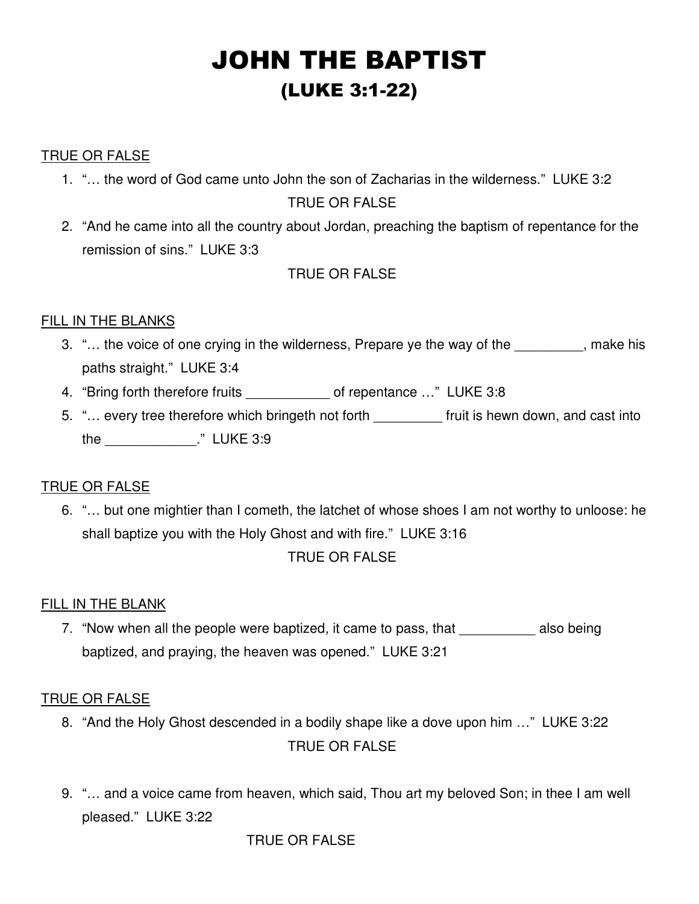# JOHN THE BAPTIST
## (LUKE 3:1-22)

TRUE OR FALSE

1. "… the word of God came unto John the son of Zacharias in the wilderness." LUKE 3:2

   TRUE OR FALSE

2. "And he came into all the country about Jordan, preaching the baptism of repentance for the remission of sins." LUKE 3:3

   TRUE OR FALSE

FILL IN THE BLANKS

3. "… the voice of one crying in the wilderness, Prepare ye the way of the _________, make his paths straight." LUKE 3:4
4. "Bring forth therefore fruits ___________ of repentance …" LUKE 3:8
5. "… every tree therefore which bringeth not forth _________ fruit is hewn down, and cast into the ____________." LUKE 3:9

TRUE OR FALSE

6. "… but one mightier than I cometh, the latchet of whose shoes I am not worthy to unloose: he shall baptize you with the Holy Ghost and with fire." LUKE 3:16

   TRUE OR FALSE

FILL IN THE BLANK

7. "Now when all the people were baptized, it came to pass, that __________ also being baptized, and praying, the heaven was opened." LUKE 3:21

TRUE OR FALSE

8. "And the Holy Ghost descended in a bodily shape like a dove upon him …" LUKE 3:22

   TRUE OR FALSE

9. "… and a voice came from heaven, which said, Thou art my beloved Son; in thee I am well pleased." LUKE 3:22

   TRUE OR FALSE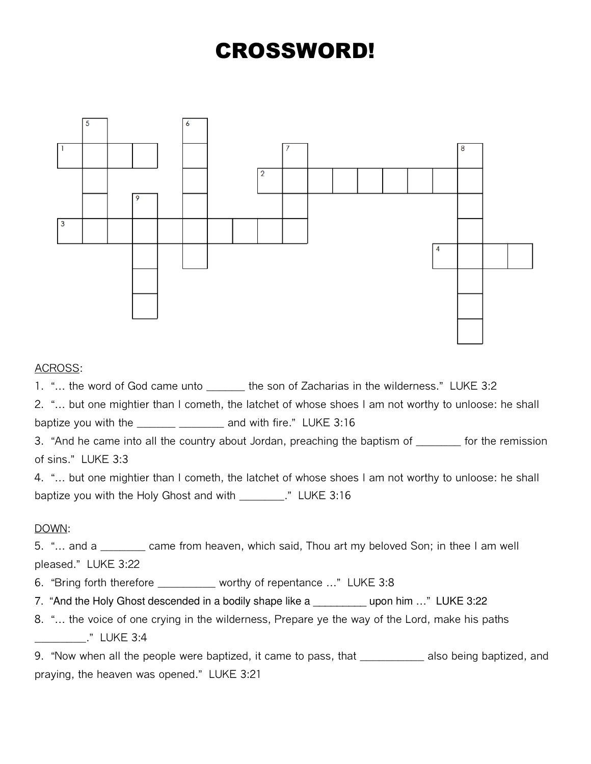# CROSSWORD!

ACROSS:

1. "… the word of God came unto _______ the son of Zacharias in the wilderness." LUKE 3:2
2. "… but one mightier than I cometh, the latchet of whose shoes I am not worthy to unloose: he shall baptize you with the _______ ________ and with fire." LUKE 3:16
3. "And he came into all the country about Jordan, preaching the baptism of ________ for the remission of sins." LUKE 3:3
4. "… but one mightier than I cometh, the latchet of whose shoes I am not worthy to unloose: he shall baptize you with the Holy Ghost and with ________." LUKE 3:16

DOWN:

5. "… and a ________ came from heaven, which said, Thou art my beloved Son; in thee I am well pleased." LUKE 3:22
6. "Bring forth therefore __________ worthy of repentance …" LUKE 3:8
7. "And the Holy Ghost descended in a bodily shape like a _________ upon him …" LUKE 3:22
8. "… the voice of one crying in the wilderness, Prepare ye the way of the Lord, make his paths _________." LUKE 3:4
9. "Now when all the people were baptized, it came to pass, that ___________ also being baptized, and praying, the heaven was opened." LUKE 3:21